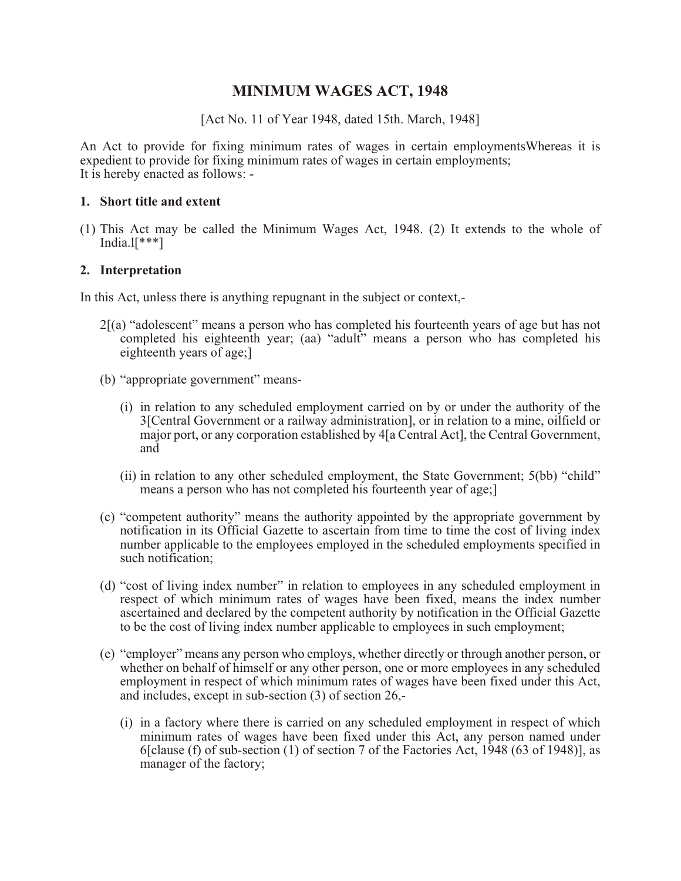# MINIMUM WAGES ACT, 1948

[Act No. 11 of Year 1948, dated 15th. March, 1948]

An Act to provide for fixing minimum rates of wages in certain employmentsWhereas it is expedient to provide for fixing minimum rates of wages in certain employments;
It is hereby enacted as follows: -

### 1. Short title and extent

(1) This Act may be called the Minimum Wages Act, 1948. (2) It extends to the whole of India.l[***]

### 2. Interpretation

In this Act, unless there is anything repugnant in the subject or context,-

2[(a) "adolescent" means a person who has completed his fourteenth years of age but has not completed his eighteenth year; (aa) "adult" means a person who has completed his eighteenth years of age;]

(b) "appropriate government" means-

(i) in relation to any scheduled employment carried on by or under the authority of the 3[Central Government or a railway administration], or in relation to a mine, oilfield or major port, or any corporation established by 4[a Central Act], the Central Government, and

(ii) in relation to any other scheduled employment, the State Government; 5(bb) "child" means a person who has not completed his fourteenth year of age;]

(c) "competent authority" means the authority appointed by the appropriate government by notification in its Official Gazette to ascertain from time to time the cost of living index number applicable to the employees employed in the scheduled employments specified in such notification;

(d) "cost of living index number" in relation to employees in any scheduled employment in respect of which minimum rates of wages have been fixed, means the index number ascertained and declared by the competent authority by notification in the Official Gazette to be the cost of living index number applicable to employees in such employment;

(e) "employer" means any person who employs, whether directly or through another person, or whether on behalf of himself or any other person, one or more employees in any scheduled employment in respect of which minimum rates of wages have been fixed under this Act, and includes, except in sub-section (3) of section 26,-

(i) in a factory where there is carried on any scheduled employment in respect of which minimum rates of wages have been fixed under this Act, any person named under 6[clause (f) of sub-section (1) of section 7 of the Factories Act, 1948 (63 of 1948)], as manager of the factory;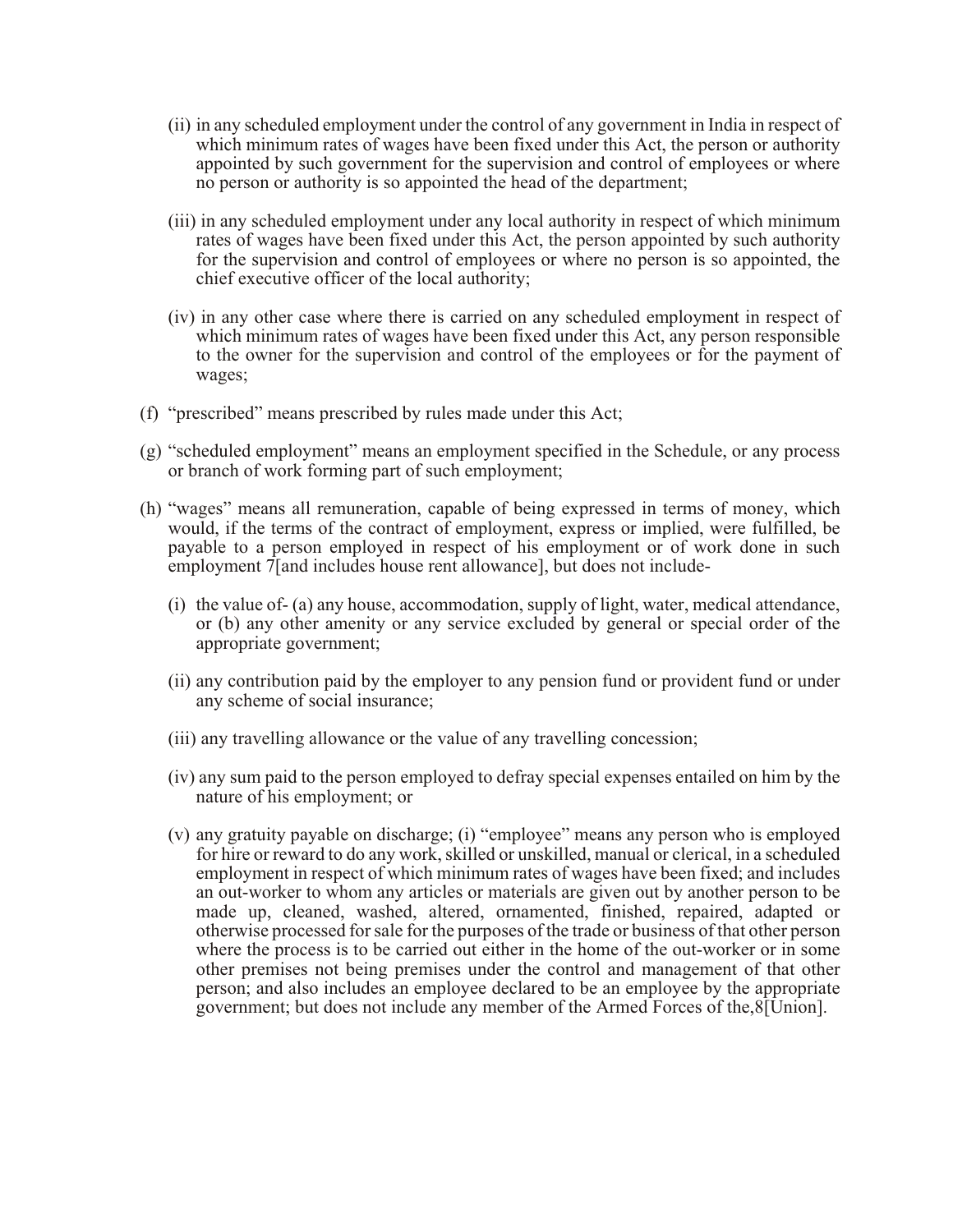(ii) in any scheduled employment under the control of any government in India in respect of which minimum rates of wages have been fixed under this Act, the person or authority appointed by such government for the supervision and control of employees or where no person or authority is so appointed the head of the department;

(iii) in any scheduled employment under any local authority in respect of which minimum rates of wages have been fixed under this Act, the person appointed by such authority for the supervision and control of employees or where no person is so appointed, the chief executive officer of the local authority;

(iv) in any other case where there is carried on any scheduled employment in respect of which minimum rates of wages have been fixed under this Act, any person responsible to the owner for the supervision and control of the employees or for the payment of wages;

(f) "prescribed" means prescribed by rules made under this Act;

(g) "scheduled employment" means an employment specified in the Schedule, or any process or branch of work forming part of such employment;

(h) "wages" means all remuneration, capable of being expressed in terms of money, which would, if the terms of the contract of employment, express or implied, were fulfilled, be payable to a person employed in respect of his employment or of work done in such employment 7[and includes house rent allowance], but does not include-

(i) the value of- (a) any house, accommodation, supply of light, water, medical attendance, or (b) any other amenity or any service excluded by general or special order of the appropriate government;

(ii) any contribution paid by the employer to any pension fund or provident fund or under any scheme of social insurance;

(iii) any travelling allowance or the value of any travelling concession;

(iv) any sum paid to the person employed to defray special expenses entailed on him by the nature of his employment; or

(v) any gratuity payable on discharge; (i) "employee" means any person who is employed for hire or reward to do any work, skilled or unskilled, manual or clerical, in a scheduled employment in respect of which minimum rates of wages have been fixed; and includes an out-worker to whom any articles or materials are given out by another person to be made up, cleaned, washed, altered, ornamented, finished, repaired, adapted or otherwise processed for sale for the purposes of the trade or business of that other person where the process is to be carried out either in the home of the out-worker or in some other premises not being premises under the control and management of that other person; and also includes an employee declared to be an employee by the appropriate government; but does not include any member of the Armed Forces of the,8[Union].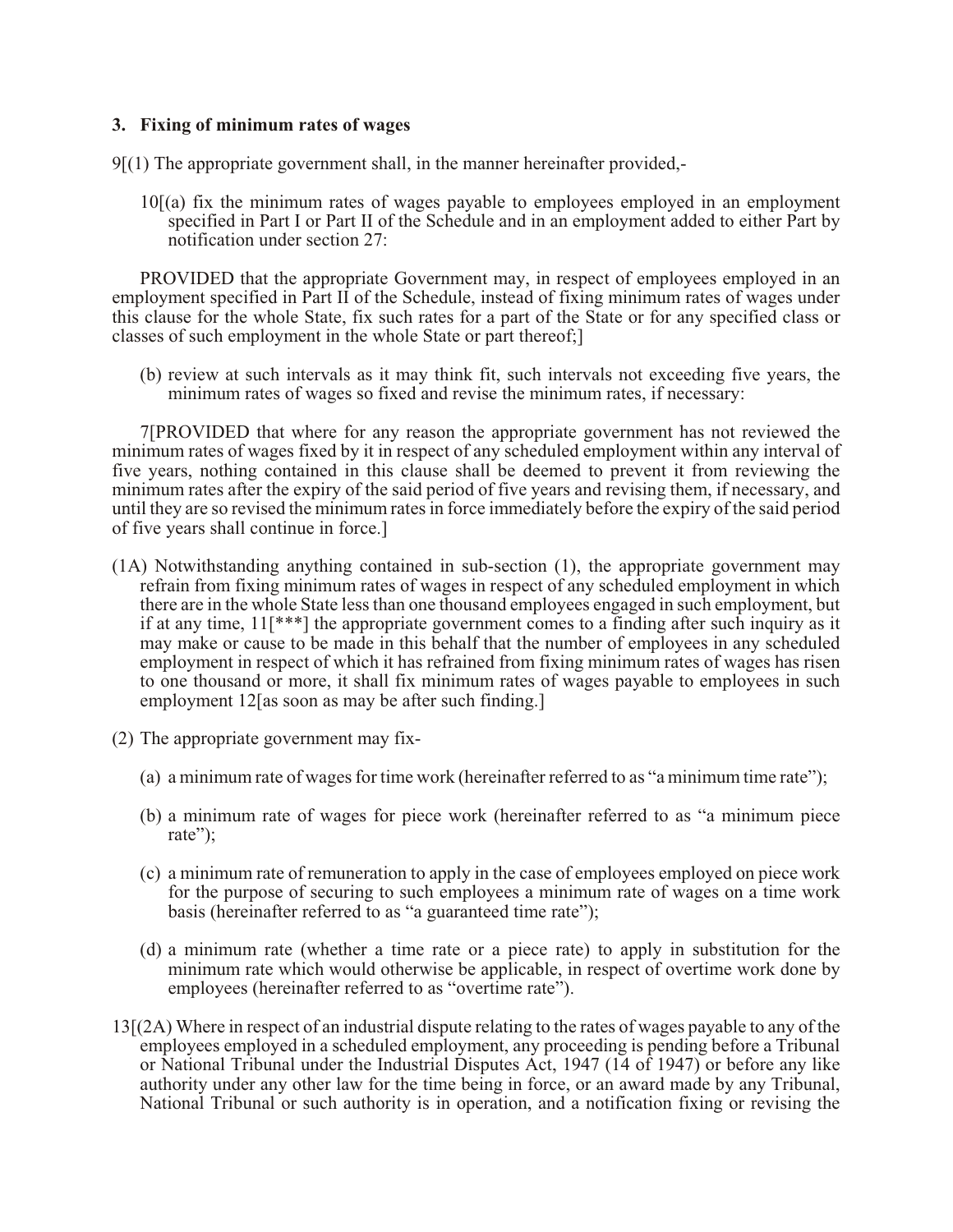### 3. Fixing of minimum rates of wages

9[(1) The appropriate government shall, in the manner hereinafter provided,-

10[(a) fix the minimum rates of wages payable to employees employed in an employment specified in Part I or Part II of the Schedule and in an employment added to either Part by notification under section 27:

PROVIDED that the appropriate Government may, in respect of employees employed in an employment specified in Part II of the Schedule, instead of fixing minimum rates of wages under this clause for the whole State, fix such rates for a part of the State or for any specified class or classes of such employment in the whole State or part thereof;]

(b) review at such intervals as it may think fit, such intervals not exceeding five years, the minimum rates of wages so fixed and revise the minimum rates, if necessary:

7[PROVIDED that where for any reason the appropriate government has not reviewed the minimum rates of wages fixed by it in respect of any scheduled employment within any interval of five years, nothing contained in this clause shall be deemed to prevent it from reviewing the minimum rates after the expiry of the said period of five years and revising them, if necessary, and until they are so revised the minimum rates in force immediately before the expiry of the said period of five years shall continue in force.]

(1A) Notwithstanding anything contained in sub-section (1), the appropriate government may refrain from fixing minimum rates of wages in respect of any scheduled employment in which there are in the whole State less than one thousand employees engaged in such employment, but if at any time, 11[***] the appropriate government comes to a finding after such inquiry as it may make or cause to be made in this behalf that the number of employees in any scheduled employment in respect of which it has refrained from fixing minimum rates of wages has risen to one thousand or more, it shall fix minimum rates of wages payable to employees in such employment 12[as soon as may be after such finding.]

(2) The appropriate government may fix-

(a) a minimum rate of wages for time work (hereinafter referred to as "a minimum time rate");

(b) a minimum rate of wages for piece work (hereinafter referred to as "a minimum piece rate");

(c) a minimum rate of remuneration to apply in the case of employees employed on piece work for the purpose of securing to such employees a minimum rate of wages on a time work basis (hereinafter referred to as "a guaranteed time rate");

(d) a minimum rate (whether a time rate or a piece rate) to apply in substitution for the minimum rate which would otherwise be applicable, in respect of overtime work done by employees (hereinafter referred to as "overtime rate").

13[(2A) Where in respect of an industrial dispute relating to the rates of wages payable to any of the employees employed in a scheduled employment, any proceeding is pending before a Tribunal or National Tribunal under the Industrial Disputes Act, 1947 (14 of 1947) or before any like authority under any other law for the time being in force, or an award made by any Tribunal, National Tribunal or such authority is in operation, and a notification fixing or revising the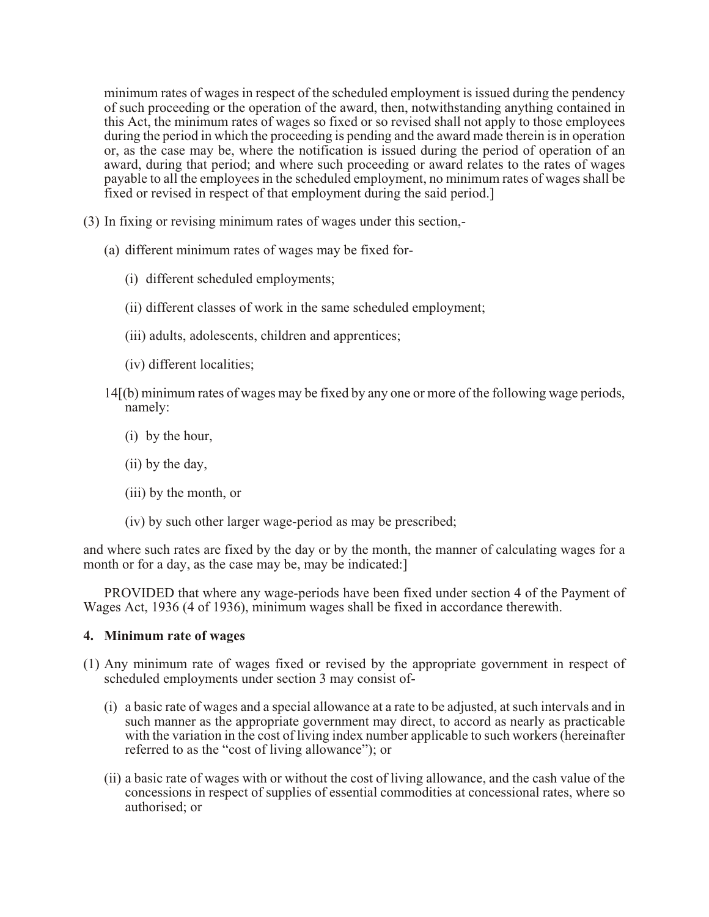minimum rates of wages in respect of the scheduled employment is issued during the pendency of such proceeding or the operation of the award, then, notwithstanding anything contained in this Act, the minimum rates of wages so fixed or so revised shall not apply to those employees during the period in which the proceeding is pending and the award made therein is in operation or, as the case may be, where the notification is issued during the period of operation of an award, during that period; and where such proceeding or award relates to the rates of wages payable to all the employees in the scheduled employment, no minimum rates of wages shall be fixed or revised in respect of that employment during the said period.]

(3) In fixing or revising minimum rates of wages under this section,-

(a) different minimum rates of wages may be fixed for-

(i) different scheduled employments;

(ii) different classes of work in the same scheduled employment;

(iii) adults, adolescents, children and apprentices;

(iv) different localities;

14[(b) minimum rates of wages may be fixed by any one or more of the following wage periods, namely:

(i) by the hour,

(ii) by the day,

(iii) by the month, or

(iv) by such other larger wage-period as may be prescribed;

and where such rates are fixed by the day or by the month, the manner of calculating wages for a month or for a day, as the case may be, may be indicated:]

PROVIDED that where any wage-periods have been fixed under section 4 of the Payment of Wages Act, 1936 (4 of 1936), minimum wages shall be fixed in accordance therewith.

**4. Minimum rate of wages**

(1) Any minimum rate of wages fixed or revised by the appropriate government in respect of scheduled employments under section 3 may consist of-

(i) a basic rate of wages and a special allowance at a rate to be adjusted, at such intervals and in such manner as the appropriate government may direct, to accord as nearly as practicable with the variation in the cost of living index number applicable to such workers (hereinafter referred to as the "cost of living allowance"); or

(ii) a basic rate of wages with or without the cost of living allowance, and the cash value of the concessions in respect of supplies of essential commodities at concessional rates, where so authorised; or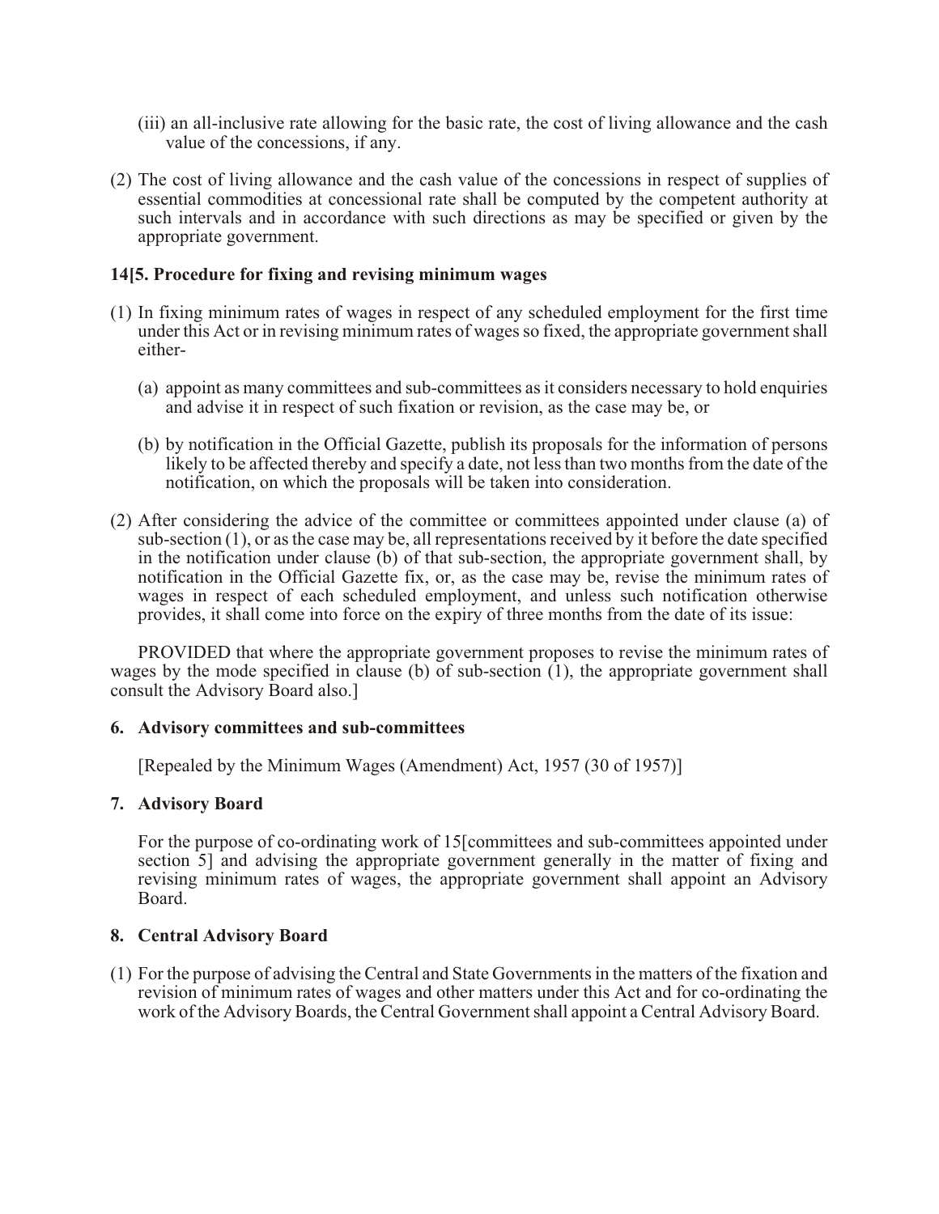(iii) an all-inclusive rate allowing for the basic rate, the cost of living allowance and the cash value of the concessions, if any.

(2) The cost of living allowance and the cash value of the concessions in respect of supplies of essential commodities at concessional rate shall be computed by the competent authority at such intervals and in accordance with such directions as may be specified or given by the appropriate government.

**14[5. Procedure for fixing and revising minimum wages**

(1) In fixing minimum rates of wages in respect of any scheduled employment for the first time under this Act or in revising minimum rates of wages so fixed, the appropriate government shall either-

(a) appoint as many committees and sub-committees as it considers necessary to hold enquiries and advise it in respect of such fixation or revision, as the case may be, or

(b) by notification in the Official Gazette, publish its proposals for the information of persons likely to be affected thereby and specify a date, not less than two months from the date of the notification, on which the proposals will be taken into consideration.

(2) After considering the advice of the committee or committees appointed under clause (a) of sub-section (1), or as the case may be, all representations received by it before the date specified in the notification under clause (b) of that sub-section, the appropriate government shall, by notification in the Official Gazette fix, or, as the case may be, revise the minimum rates of wages in respect of each scheduled employment, and unless such notification otherwise provides, it shall come into force on the expiry of three months from the date of its issue:

PROVIDED that where the appropriate government proposes to revise the minimum rates of wages by the mode specified in clause (b) of sub-section (1), the appropriate government shall consult the Advisory Board also.]

**6. Advisory committees and sub-committees**

[Repealed by the Minimum Wages (Amendment) Act, 1957 (30 of 1957)]

**7. Advisory Board**

For the purpose of co-ordinating work of 15[committees and sub-committees appointed under section 5] and advising the appropriate government generally in the matter of fixing and revising minimum rates of wages, the appropriate government shall appoint an Advisory Board.

**8. Central Advisory Board**

(1) For the purpose of advising the Central and State Governments in the matters of the fixation and revision of minimum rates of wages and other matters under this Act and for co-ordinating the work of the Advisory Boards, the Central Government shall appoint a Central Advisory Board.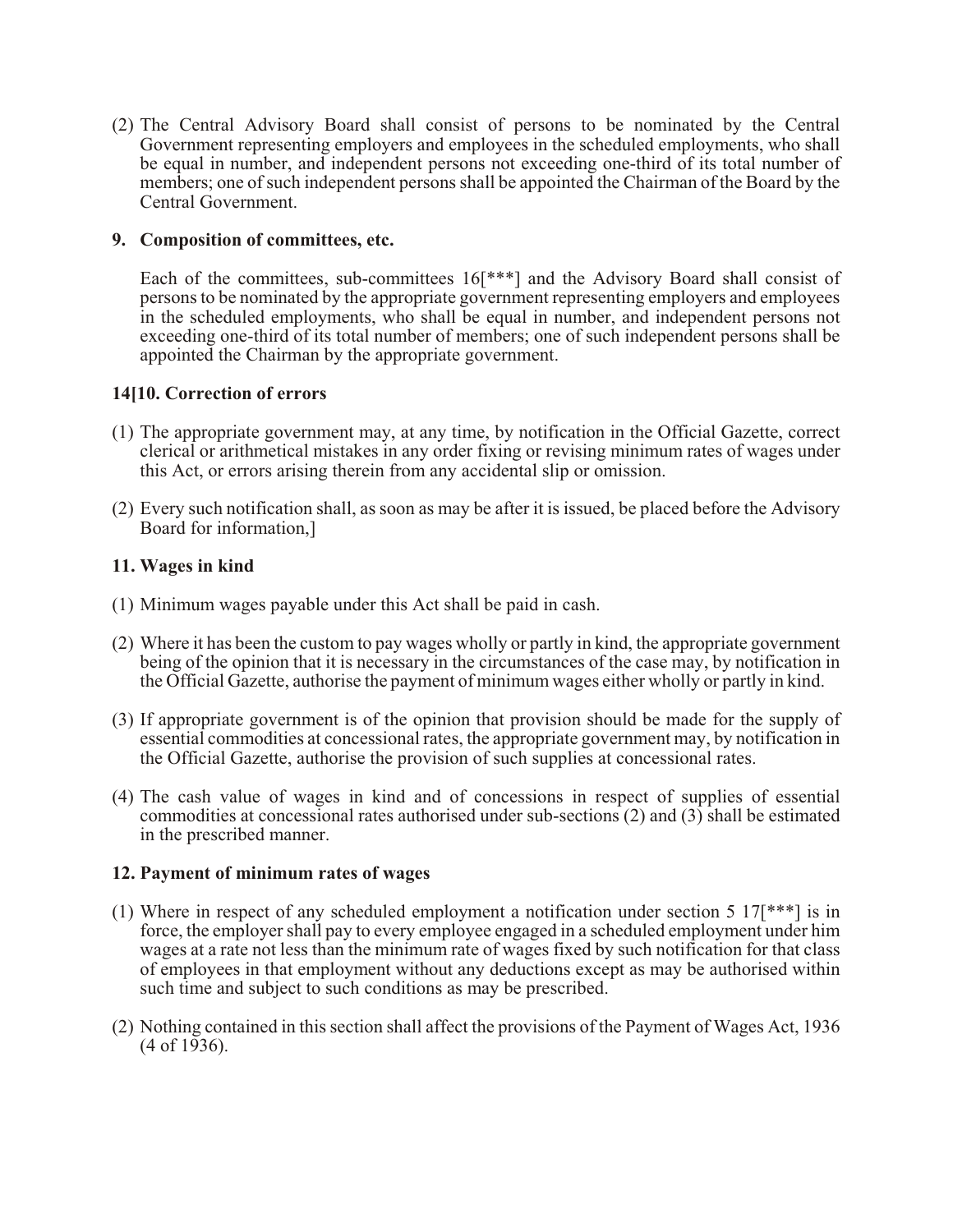(2) The Central Advisory Board shall consist of persons to be nominated by the Central Government representing employers and employees in the scheduled employments, who shall be equal in number, and independent persons not exceeding one-third of its total number of members; one of such independent persons shall be appointed the Chairman of the Board by the Central Government.

### 9. Composition of committees, etc.

Each of the committees, sub-committees 16[***] and the Advisory Board shall consist of persons to be nominated by the appropriate government representing employers and employees in the scheduled employments, who shall be equal in number, and independent persons not exceeding one-third of its total number of members; one of such independent persons shall be appointed the Chairman by the appropriate government.

### 14[10. Correction of errors

(1) The appropriate government may, at any time, by notification in the Official Gazette, correct clerical or arithmetical mistakes in any order fixing or revising minimum rates of wages under this Act, or errors arising therein from any accidental slip or omission.

(2) Every such notification shall, as soon as may be after it is issued, be placed before the Advisory Board for information,]

### 11. Wages in kind

(1) Minimum wages payable under this Act shall be paid in cash.

(2) Where it has been the custom to pay wages wholly or partly in kind, the appropriate government being of the opinion that it is necessary in the circumstances of the case may, by notification in the Official Gazette, authorise the payment of minimum wages either wholly or partly in kind.

(3) If appropriate government is of the opinion that provision should be made for the supply of essential commodities at concessional rates, the appropriate government may, by notification in the Official Gazette, authorise the provision of such supplies at concessional rates.

(4) The cash value of wages in kind and of concessions in respect of supplies of essential commodities at concessional rates authorised under sub-sections (2) and (3) shall be estimated in the prescribed manner.

### 12. Payment of minimum rates of wages

(1) Where in respect of any scheduled employment a notification under section 5 17[***] is in force, the employer shall pay to every employee engaged in a scheduled employment under him wages at a rate not less than the minimum rate of wages fixed by such notification for that class of employees in that employment without any deductions except as may be authorised within such time and subject to such conditions as may be prescribed.

(2) Nothing contained in this section shall affect the provisions of the Payment of Wages Act, 1936 (4 of 1936).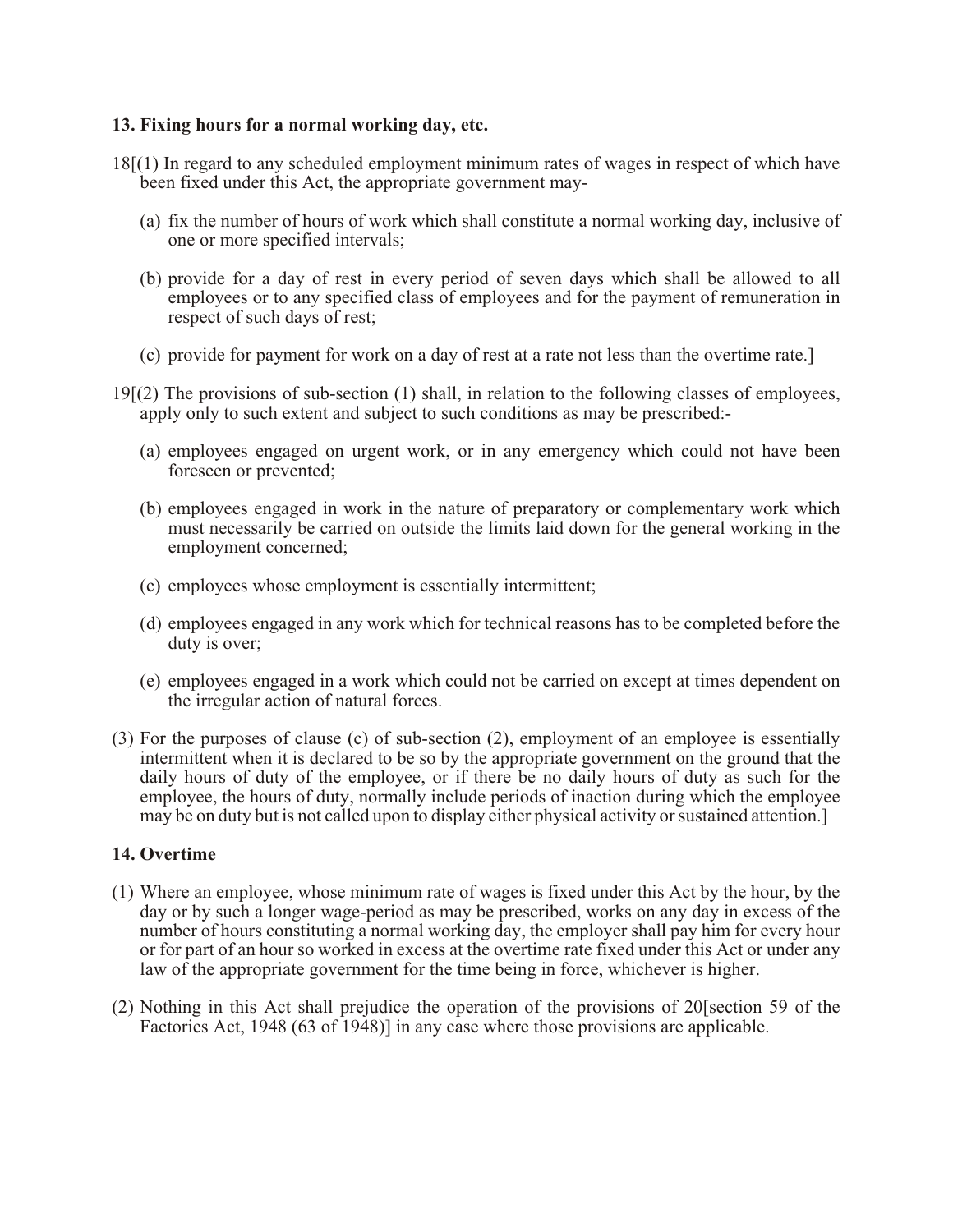### 13. Fixing hours for a normal working day, etc.

18[(1) In regard to any scheduled employment minimum rates of wages in respect of which have been fixed under this Act, the appropriate government may-

(a) fix the number of hours of work which shall constitute a normal working day, inclusive of one or more specified intervals;

(b) provide for a day of rest in every period of seven days which shall be allowed to all employees or to any specified class of employees and for the payment of remuneration in respect of such days of rest;

(c) provide for payment for work on a day of rest at a rate not less than the overtime rate.]

19[(2) The provisions of sub-section (1) shall, in relation to the following classes of employees, apply only to such extent and subject to such conditions as may be prescribed:-

(a) employees engaged on urgent work, or in any emergency which could not have been foreseen or prevented;

(b) employees engaged in work in the nature of preparatory or complementary work which must necessarily be carried on outside the limits laid down for the general working in the employment concerned;

(c) employees whose employment is essentially intermittent;

(d) employees engaged in any work which for technical reasons has to be completed before the duty is over;

(e) employees engaged in a work which could not be carried on except at times dependent on the irregular action of natural forces.

(3) For the purposes of clause (c) of sub-section (2), employment of an employee is essentially intermittent when it is declared to be so by the appropriate government on the ground that the daily hours of duty of the employee, or if there be no daily hours of duty as such for the employee, the hours of duty, normally include periods of inaction during which the employee may be on duty but is not called upon to display either physical activity or sustained attention.]

### 14. Overtime

(1) Where an employee, whose minimum rate of wages is fixed under this Act by the hour, by the day or by such a longer wage-period as may be prescribed, works on any day in excess of the number of hours constituting a normal working day, the employer shall pay him for every hour or for part of an hour so worked in excess at the overtime rate fixed under this Act or under any law of the appropriate government for the time being in force, whichever is higher.

(2) Nothing in this Act shall prejudice the operation of the provisions of 20[section 59 of the Factories Act, 1948 (63 of 1948)] in any case where those provisions are applicable.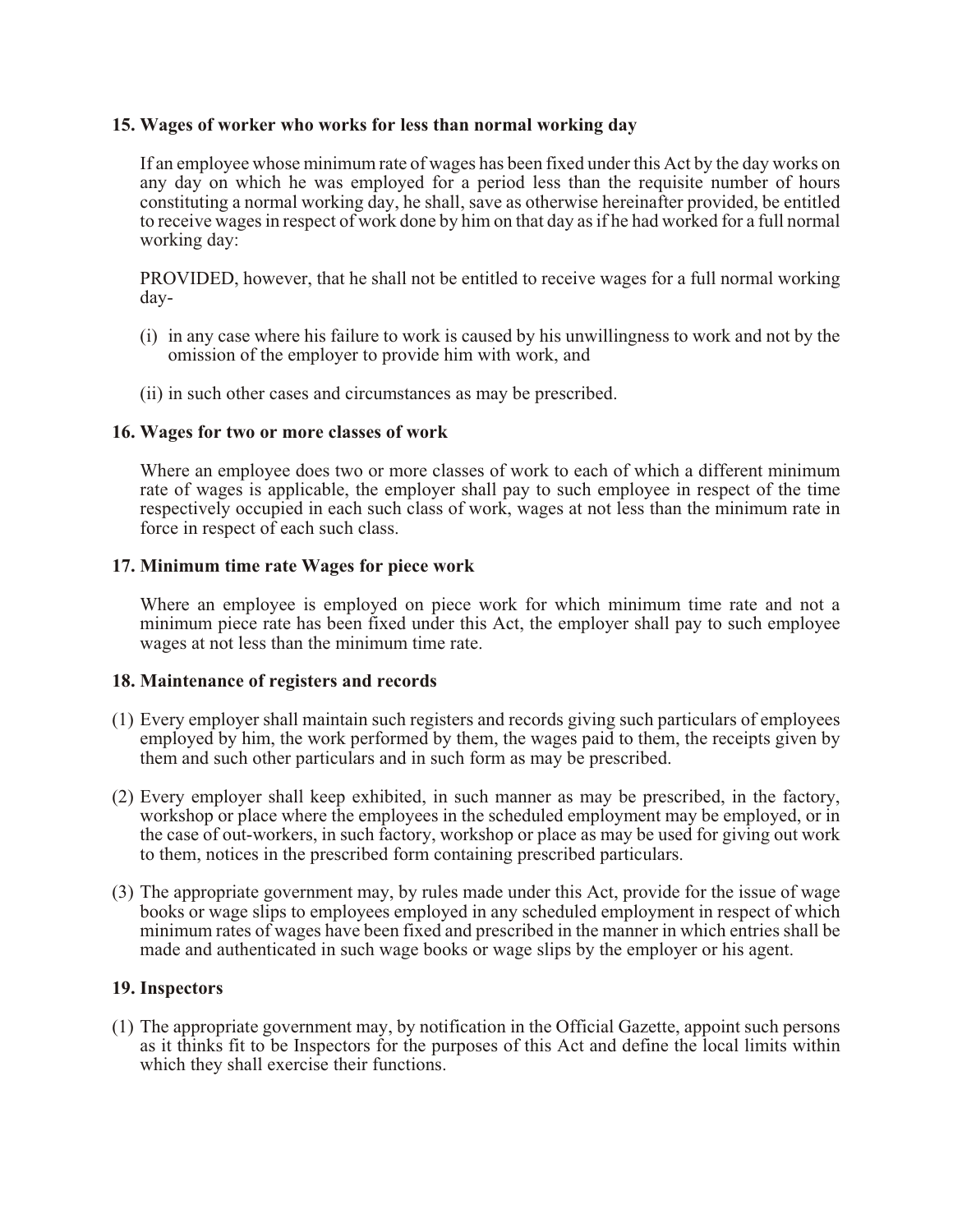### 15. Wages of worker who works for less than normal working day

If an employee whose minimum rate of wages has been fixed under this Act by the day works on any day on which he was employed for a period less than the requisite number of hours constituting a normal working day, he shall, save as otherwise hereinafter provided, be entitled to receive wages in respect of work done by him on that day as if he had worked for a full normal working day:

PROVIDED, however, that he shall not be entitled to receive wages for a full normal working day-

(i) in any case where his failure to work is caused by his unwillingness to work and not by the omission of the employer to provide him with work, and

(ii) in such other cases and circumstances as may be prescribed.

### 16. Wages for two or more classes of work

Where an employee does two or more classes of work to each of which a different minimum rate of wages is applicable, the employer shall pay to such employee in respect of the time respectively occupied in each such class of work, wages at not less than the minimum rate in force in respect of each such class.

### 17. Minimum time rate Wages for piece work

Where an employee is employed on piece work for which minimum time rate and not a minimum piece rate has been fixed under this Act, the employer shall pay to such employee wages at not less than the minimum time rate.

### 18. Maintenance of registers and records

(1) Every employer shall maintain such registers and records giving such particulars of employees employed by him, the work performed by them, the wages paid to them, the receipts given by them and such other particulars and in such form as may be prescribed.

(2) Every employer shall keep exhibited, in such manner as may be prescribed, in the factory, workshop or place where the employees in the scheduled employment may be employed, or in the case of out-workers, in such factory, workshop or place as may be used for giving out work to them, notices in the prescribed form containing prescribed particulars.

(3) The appropriate government may, by rules made under this Act, provide for the issue of wage books or wage slips to employees employed in any scheduled employment in respect of which minimum rates of wages have been fixed and prescribed in the manner in which entries shall be made and authenticated in such wage books or wage slips by the employer or his agent.

### 19. Inspectors

(1) The appropriate government may, by notification in the Official Gazette, appoint such persons as it thinks fit to be Inspectors for the purposes of this Act and define the local limits within which they shall exercise their functions.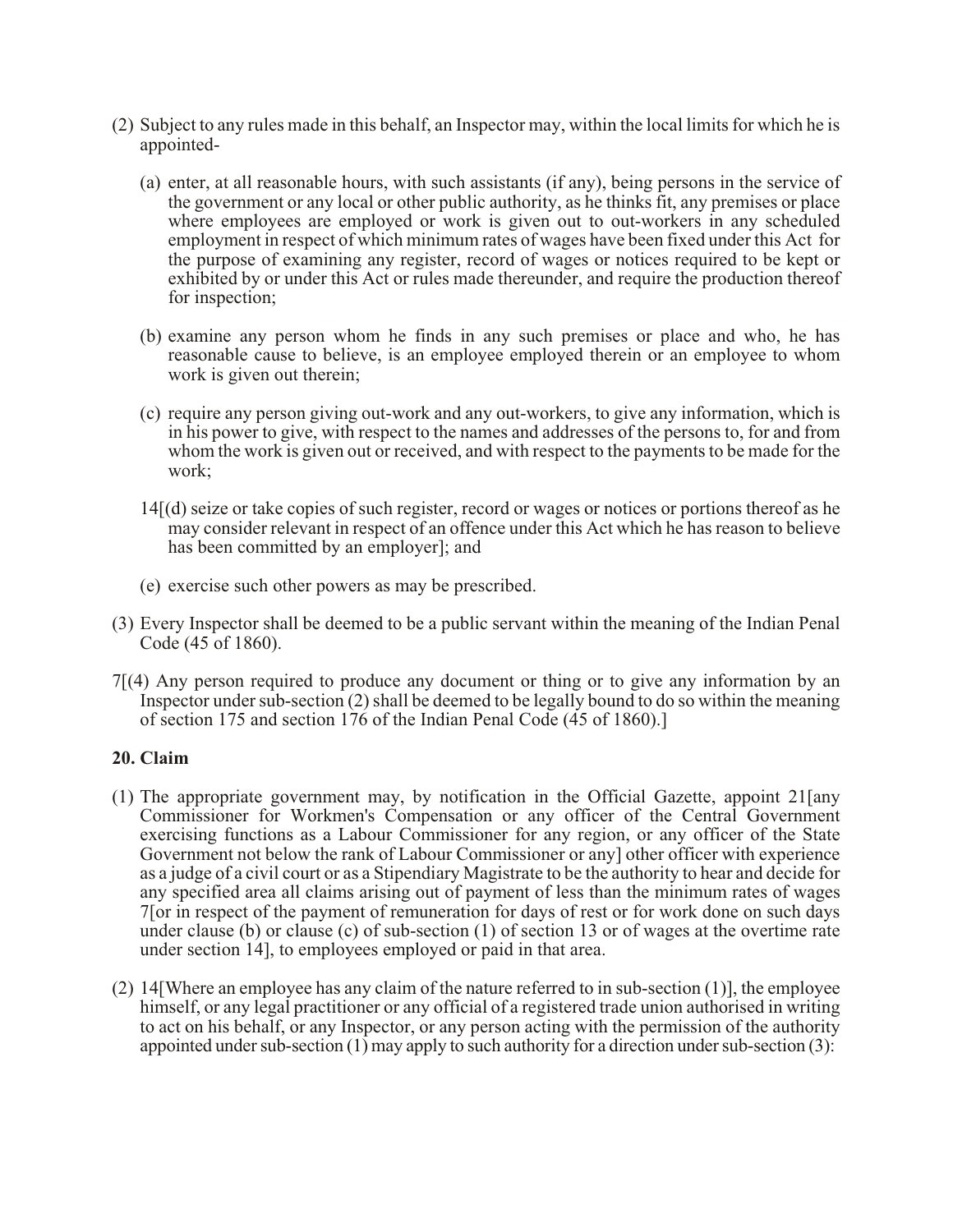(2) Subject to any rules made in this behalf, an Inspector may, within the local limits for which he is appointed-

(a) enter, at all reasonable hours, with such assistants (if any), being persons in the service of the government or any local or other public authority, as he thinks fit, any premises or place where employees are employed or work is given out to out-workers in any scheduled employment in respect of which minimum rates of wages have been fixed under this Act for the purpose of examining any register, record of wages or notices required to be kept or exhibited by or under this Act or rules made thereunder, and require the production thereof for inspection;

(b) examine any person whom he finds in any such premises or place and who, he has reasonable cause to believe, is an employee employed therein or an employee to whom work is given out therein;

(c) require any person giving out-work and any out-workers, to give any information, which is in his power to give, with respect to the names and addresses of the persons to, for and from whom the work is given out or received, and with respect to the payments to be made for the work;

14[(d) seize or take copies of such register, record or wages or notices or portions thereof as he may consider relevant in respect of an offence under this Act which he has reason to believe has been committed by an employer]; and

(e) exercise such other powers as may be prescribed.

(3) Every Inspector shall be deemed to be a public servant within the meaning of the Indian Penal Code (45 of 1860).

7[(4) Any person required to produce any document or thing or to give any information by an Inspector under sub-section (2) shall be deemed to be legally bound to do so within the meaning of section 175 and section 176 of the Indian Penal Code (45 of 1860).]

**20. Claim**

(1) The appropriate government may, by notification in the Official Gazette, appoint 21[any Commissioner for Workmen's Compensation or any officer of the Central Government exercising functions as a Labour Commissioner for any region, or any officer of the State Government not below the rank of Labour Commissioner or any] other officer with experience as a judge of a civil court or as a Stipendiary Magistrate to be the authority to hear and decide for any specified area all claims arising out of payment of less than the minimum rates of wages 7[or in respect of the payment of remuneration for days of rest or for work done on such days under clause (b) or clause (c) of sub-section (1) of section 13 or of wages at the overtime rate under section 14], to employees employed or paid in that area.

(2) 14[Where an employee has any claim of the nature referred to in sub-section (1)], the employee himself, or any legal practitioner or any official of a registered trade union authorised in writing to act on his behalf, or any Inspector, or any person acting with the permission of the authority appointed under sub-section (1) may apply to such authority for a direction under sub-section (3):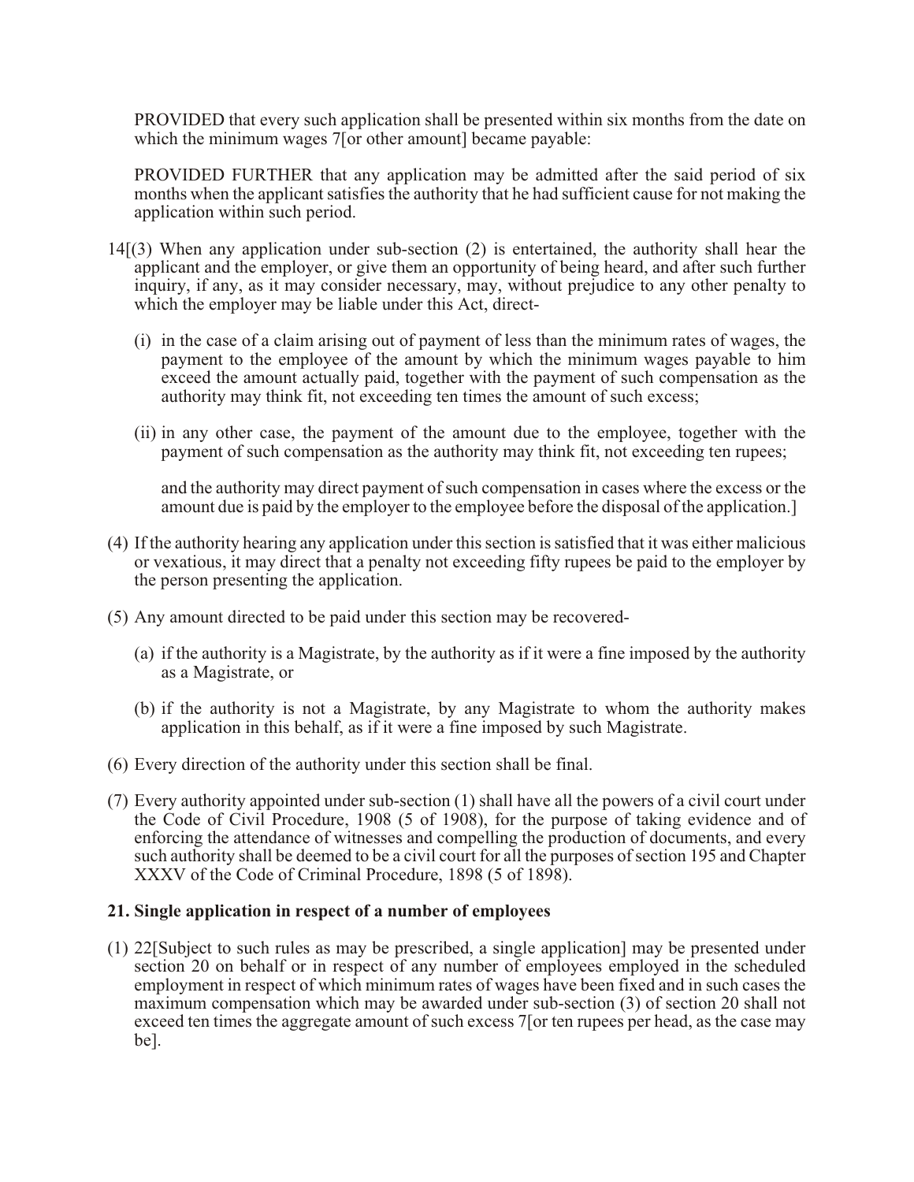PROVIDED that every such application shall be presented within six months from the date on which the minimum wages 7[or other amount] became payable:

PROVIDED FURTHER that any application may be admitted after the said period of six months when the applicant satisfies the authority that he had sufficient cause for not making the application within such period.

14[(3) When any application under sub-section (2) is entertained, the authority shall hear the applicant and the employer, or give them an opportunity of being heard, and after such further inquiry, if any, as it may consider necessary, may, without prejudice to any other penalty to which the employer may be liable under this Act, direct-

(i) in the case of a claim arising out of payment of less than the minimum rates of wages, the payment to the employee of the amount by which the minimum wages payable to him exceed the amount actually paid, together with the payment of such compensation as the authority may think fit, not exceeding ten times the amount of such excess;

(ii) in any other case, the payment of the amount due to the employee, together with the payment of such compensation as the authority may think fit, not exceeding ten rupees;

and the authority may direct payment of such compensation in cases where the excess or the amount due is paid by the employer to the employee before the disposal of the application.]

(4) If the authority hearing any application under this section is satisfied that it was either malicious or vexatious, it may direct that a penalty not exceeding fifty rupees be paid to the employer by the person presenting the application.

(5) Any amount directed to be paid under this section may be recovered-

(a) if the authority is a Magistrate, by the authority as if it were a fine imposed by the authority as a Magistrate, or

(b) if the authority is not a Magistrate, by any Magistrate to whom the authority makes application in this behalf, as if it were a fine imposed by such Magistrate.

(6) Every direction of the authority under this section shall be final.

(7) Every authority appointed under sub-section (1) shall have all the powers of a civil court under the Code of Civil Procedure, 1908 (5 of 1908), for the purpose of taking evidence and of enforcing the attendance of witnesses and compelling the production of documents, and every such authority shall be deemed to be a civil court for all the purposes of section 195 and Chapter XXXV of the Code of Criminal Procedure, 1898 (5 of 1898).

**21. Single application in respect of a number of employees**

(1) 22[Subject to such rules as may be prescribed, a single application] may be presented under section 20 on behalf or in respect of any number of employees employed in the scheduled employment in respect of which minimum rates of wages have been fixed and in such cases the maximum compensation which may be awarded under sub-section (3) of section 20 shall not exceed ten times the aggregate amount of such excess 7[or ten rupees per head, as the case may be].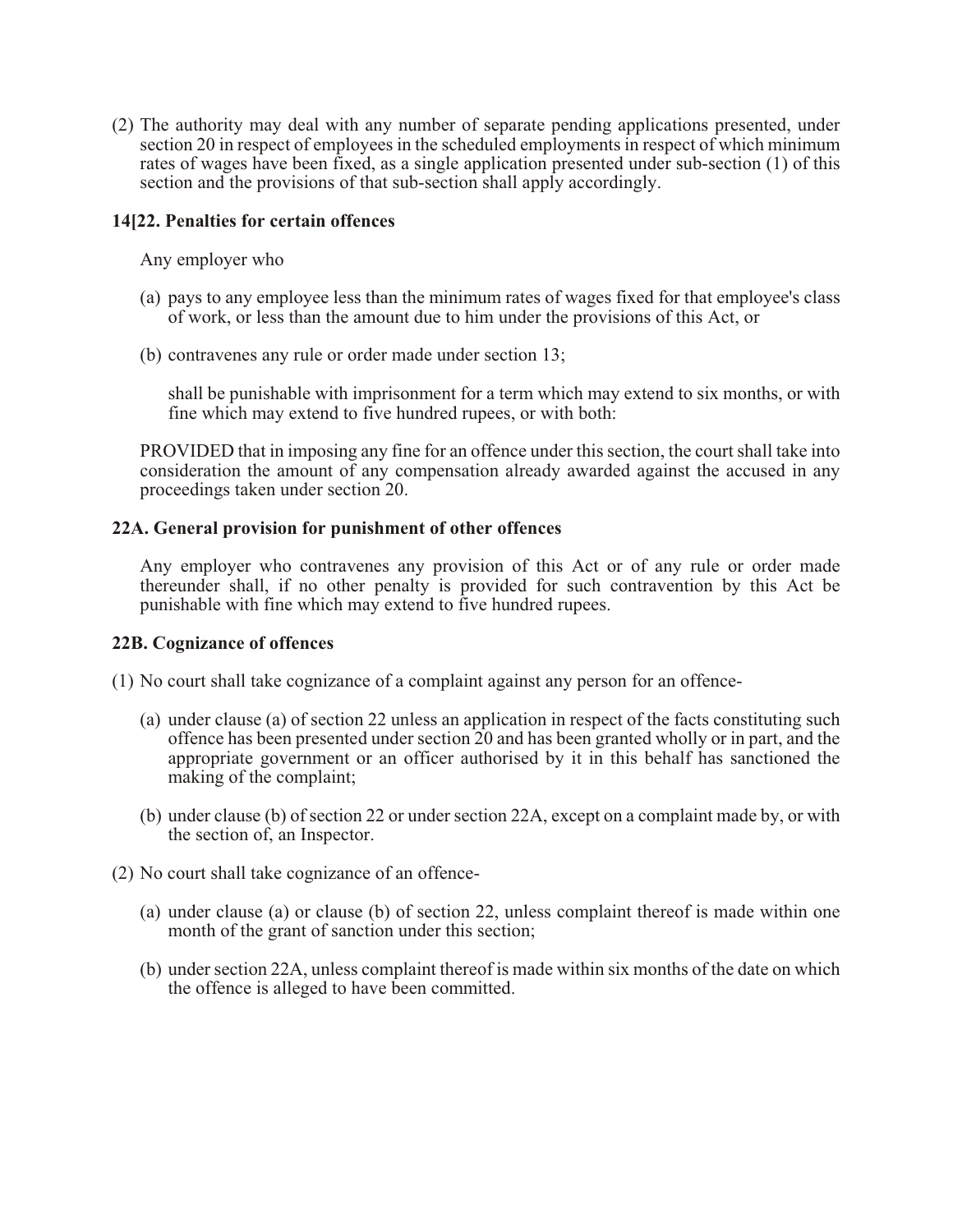(2) The authority may deal with any number of separate pending applications presented, under section 20 in respect of employees in the scheduled employments in respect of which minimum rates of wages have been fixed, as a single application presented under sub-section (1) of this section and the provisions of that sub-section shall apply accordingly.

**14[22. Penalties for certain offences**

Any employer who

(a) pays to any employee less than the minimum rates of wages fixed for that employee's class of work, or less than the amount due to him under the provisions of this Act, or

(b) contravenes any rule or order made under section 13;

shall be punishable with imprisonment for a term which may extend to six months, or with fine which may extend to five hundred rupees, or with both:

PROVIDED that in imposing any fine for an offence under this section, the court shall take into consideration the amount of any compensation already awarded against the accused in any proceedings taken under section 20.

**22A. General provision for punishment of other offences**

Any employer who contravenes any provision of this Act or of any rule or order made thereunder shall, if no other penalty is provided for such contravention by this Act be punishable with fine which may extend to five hundred rupees.

**22B. Cognizance of offences**

(1) No court shall take cognizance of a complaint against any person for an offence-

(a) under clause (a) of section 22 unless an application in respect of the facts constituting such offence has been presented under section 20 and has been granted wholly or in part, and the appropriate government or an officer authorised by it in this behalf has sanctioned the making of the complaint;

(b) under clause (b) of section 22 or under section 22A, except on a complaint made by, or with the section of, an Inspector.

(2) No court shall take cognizance of an offence-

(a) under clause (a) or clause (b) of section 22, unless complaint thereof is made within one month of the grant of sanction under this section;

(b) under section 22A, unless complaint thereof is made within six months of the date on which the offence is alleged to have been committed.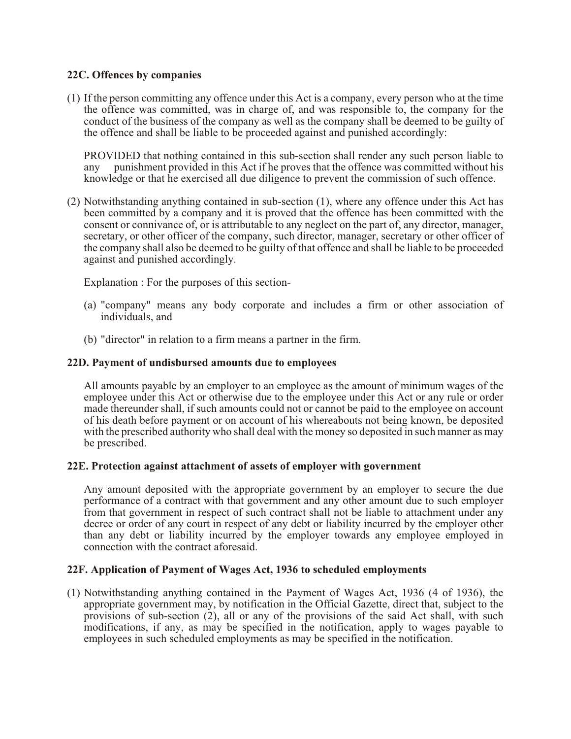### 22C. Offences by companies

(1) If the person committing any offence under this Act is a company, every person who at the time the offence was committed, was in charge of, and was responsible to, the company for the conduct of the business of the company as well as the company shall be deemed to be guilty of the offence and shall be liable to be proceeded against and punished accordingly:

PROVIDED that nothing contained in this sub-section shall render any such person liable to any punishment provided in this Act if he proves that the offence was committed without his knowledge or that he exercised all due diligence to prevent the commission of such offence.

(2) Notwithstanding anything contained in sub-section (1), where any offence under this Act has been committed by a company and it is proved that the offence has been committed with the consent or connivance of, or is attributable to any neglect on the part of, any director, manager, secretary, or other officer of the company, such director, manager, secretary or other officer of the company shall also be deemed to be guilty of that offence and shall be liable to be proceeded against and punished accordingly.

Explanation : For the purposes of this section-

(a) "company" means any body corporate and includes a firm or other association of individuals, and

(b) "director" in relation to a firm means a partner in the firm.

### 22D. Payment of undisbursed amounts due to employees

All amounts payable by an employer to an employee as the amount of minimum wages of the employee under this Act or otherwise due to the employee under this Act or any rule or order made thereunder shall, if such amounts could not or cannot be paid to the employee on account of his death before payment or on account of his whereabouts not being known, be deposited with the prescribed authority who shall deal with the money so deposited in such manner as may be prescribed.

### 22E. Protection against attachment of assets of employer with government

Any amount deposited with the appropriate government by an employer to secure the due performance of a contract with that government and any other amount due to such employer from that government in respect of such contract shall not be liable to attachment under any decree or order of any court in respect of any debt or liability incurred by the employer other than any debt or liability incurred by the employer towards any employee employed in connection with the contract aforesaid.

### 22F. Application of Payment of Wages Act, 1936 to scheduled employments

(1) Notwithstanding anything contained in the Payment of Wages Act, 1936 (4 of 1936), the appropriate government may, by notification in the Official Gazette, direct that, subject to the provisions of sub-section (2), all or any of the provisions of the said Act shall, with such modifications, if any, as may be specified in the notification, apply to wages payable to employees in such scheduled employments as may be specified in the notification.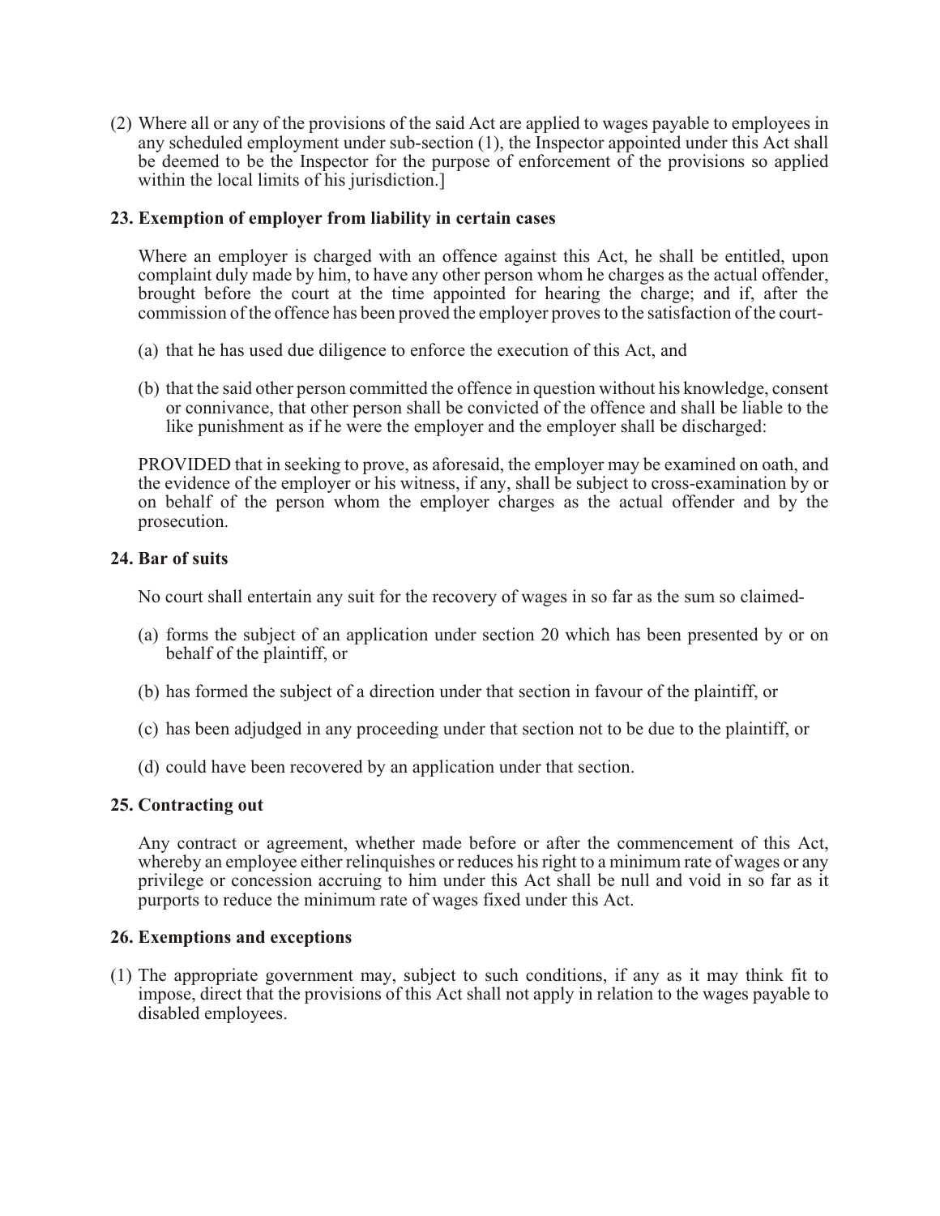(2) Where all or any of the provisions of the said Act are applied to wages payable to employees in any scheduled employment under sub-section (1), the Inspector appointed under this Act shall be deemed to be the Inspector for the purpose of enforcement of the provisions so applied within the local limits of his jurisdiction.]

### 23. Exemption of employer from liability in certain cases

Where an employer is charged with an offence against this Act, he shall be entitled, upon complaint duly made by him, to have any other person whom he charges as the actual offender, brought before the court at the time appointed for hearing the charge; and if, after the commission of the offence has been proved the employer proves to the satisfaction of the court-

(a) that he has used due diligence to enforce the execution of this Act, and

(b) that the said other person committed the offence in question without his knowledge, consent or connivance, that other person shall be convicted of the offence and shall be liable to the like punishment as if he were the employer and the employer shall be discharged:

PROVIDED that in seeking to prove, as aforesaid, the employer may be examined on oath, and the evidence of the employer or his witness, if any, shall be subject to cross-examination by or on behalf of the person whom the employer charges as the actual offender and by the prosecution.

### 24. Bar of suits

No court shall entertain any suit for the recovery of wages in so far as the sum so claimed-

(a) forms the subject of an application under section 20 which has been presented by or on behalf of the plaintiff, or

(b) has formed the subject of a direction under that section in favour of the plaintiff, or

(c) has been adjudged in any proceeding under that section not to be due to the plaintiff, or

(d) could have been recovered by an application under that section.

### 25. Contracting out

Any contract or agreement, whether made before or after the commencement of this Act, whereby an employee either relinquishes or reduces his right to a minimum rate of wages or any privilege or concession accruing to him under this Act shall be null and void in so far as it purports to reduce the minimum rate of wages fixed under this Act.

### 26. Exemptions and exceptions

(1) The appropriate government may, subject to such conditions, if any as it may think fit to impose, direct that the provisions of this Act shall not apply in relation to the wages payable to disabled employees.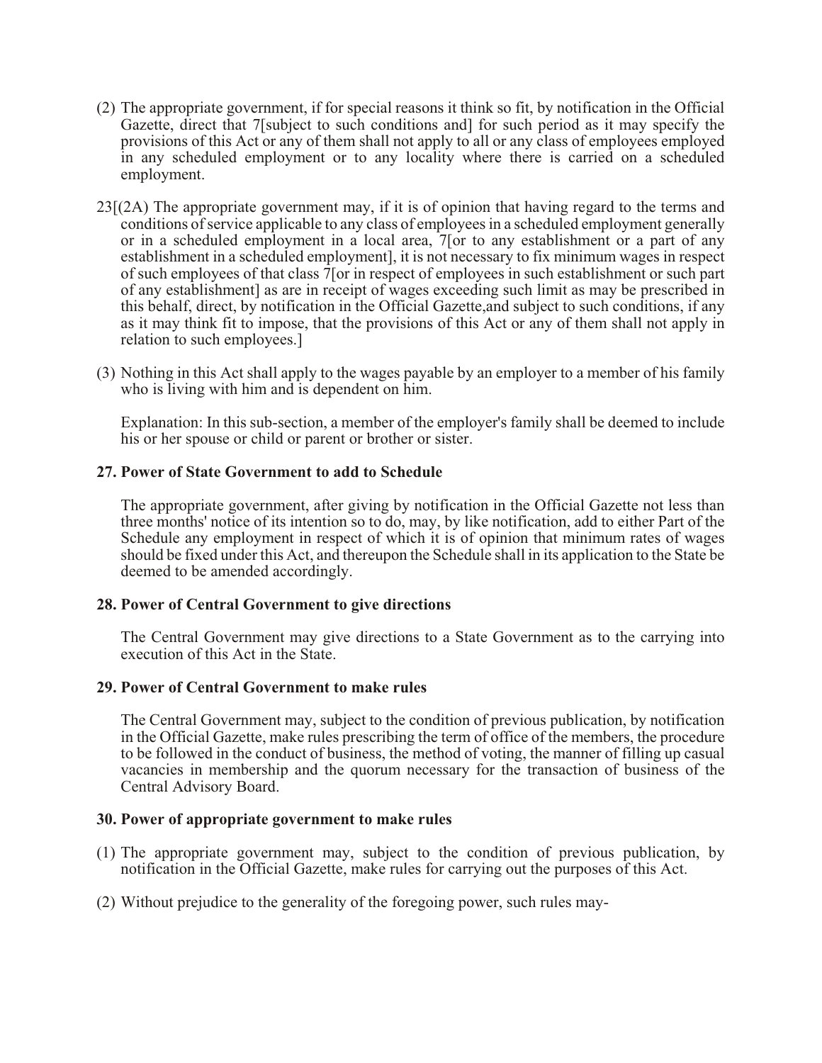(2) The appropriate government, if for special reasons it think so fit, by notification in the Official Gazette, direct that 7[subject to such conditions and] for such period as it may specify the provisions of this Act or any of them shall not apply to all or any class of employees employed in any scheduled employment or to any locality where there is carried on a scheduled employment.

23[(2A) The appropriate government may, if it is of opinion that having regard to the terms and conditions of service applicable to any class of employees in a scheduled employment generally or in a scheduled employment in a local area, 7[or to any establishment or a part of any establishment in a scheduled employment], it is not necessary to fix minimum wages in respect of such employees of that class 7[or in respect of employees in such establishment or such part of any establishment] as are in receipt of wages exceeding such limit as may be prescribed in this behalf, direct, by notification in the Official Gazette,and subject to such conditions, if any as it may think fit to impose, that the provisions of this Act or any of them shall not apply in relation to such employees.]

(3) Nothing in this Act shall apply to the wages payable by an employer to a member of his family who is living with him and is dependent on him.

Explanation: In this sub-section, a member of the employer's family shall be deemed to include his or her spouse or child or parent or brother or sister.

**27. Power of State Government to add to Schedule**

The appropriate government, after giving by notification in the Official Gazette not less than three months' notice of its intention so to do, may, by like notification, add to either Part of the Schedule any employment in respect of which it is of opinion that minimum rates of wages should be fixed under this Act, and thereupon the Schedule shall in its application to the State be deemed to be amended accordingly.

**28. Power of Central Government to give directions**

The Central Government may give directions to a State Government as to the carrying into execution of this Act in the State.

**29. Power of Central Government to make rules**

The Central Government may, subject to the condition of previous publication, by notification in the Official Gazette, make rules prescribing the term of office of the members, the procedure to be followed in the conduct of business, the method of voting, the manner of filling up casual vacancies in membership and the quorum necessary for the transaction of business of the Central Advisory Board.

**30. Power of appropriate government to make rules**

(1) The appropriate government may, subject to the condition of previous publication, by notification in the Official Gazette, make rules for carrying out the purposes of this Act.

(2) Without prejudice to the generality of the foregoing power, such rules may-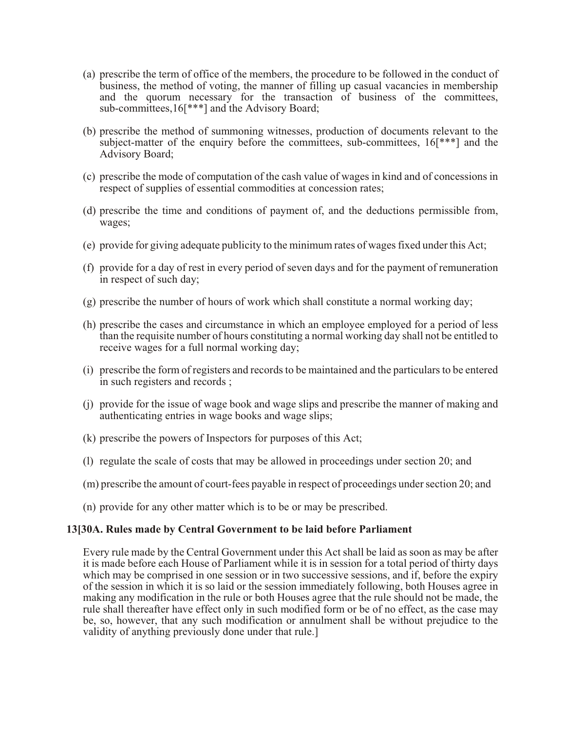(a) prescribe the term of office of the members, the procedure to be followed in the conduct of business, the method of voting, the manner of filling up casual vacancies in membership and the quorum necessary for the transaction of business of the committees, sub-committees,16[***] and the Advisory Board;

(b) prescribe the method of summoning witnesses, production of documents relevant to the subject-matter of the enquiry before the committees, sub-committees, 16[***] and the Advisory Board;

(c) prescribe the mode of computation of the cash value of wages in kind and of concessions in respect of supplies of essential commodities at concession rates;

(d) prescribe the time and conditions of payment of, and the deductions permissible from, wages;

(e) provide for giving adequate publicity to the minimum rates of wages fixed under this Act;

(f) provide for a day of rest in every period of seven days and for the payment of remuneration in respect of such day;

(g) prescribe the number of hours of work which shall constitute a normal working day;

(h) prescribe the cases and circumstance in which an employee employed for a period of less than the requisite number of hours constituting a normal working day shall not be entitled to receive wages for a full normal working day;

(i) prescribe the form of registers and records to be maintained and the particulars to be entered in such registers and records ;

(j) provide for the issue of wage book and wage slips and prescribe the manner of making and authenticating entries in wage books and wage slips;

(k) prescribe the powers of Inspectors for purposes of this Act;

(l) regulate the scale of costs that may be allowed in proceedings under section 20; and

(m) prescribe the amount of court-fees payable in respect of proceedings under section 20; and

(n) provide for any other matter which is to be or may be prescribed.

**13[30A. Rules made by Central Government to be laid before Parliament**

Every rule made by the Central Government under this Act shall be laid as soon as may be after it is made before each House of Parliament while it is in session for a total period of thirty days which may be comprised in one session or in two successive sessions, and if, before the expiry of the session in which it is so laid or the session immediately following, both Houses agree in making any modification in the rule or both Houses agree that the rule should not be made, the rule shall thereafter have effect only in such modified form or be of no effect, as the case may be, so, however, that any such modification or annulment shall be without prejudice to the validity of anything previously done under that rule.]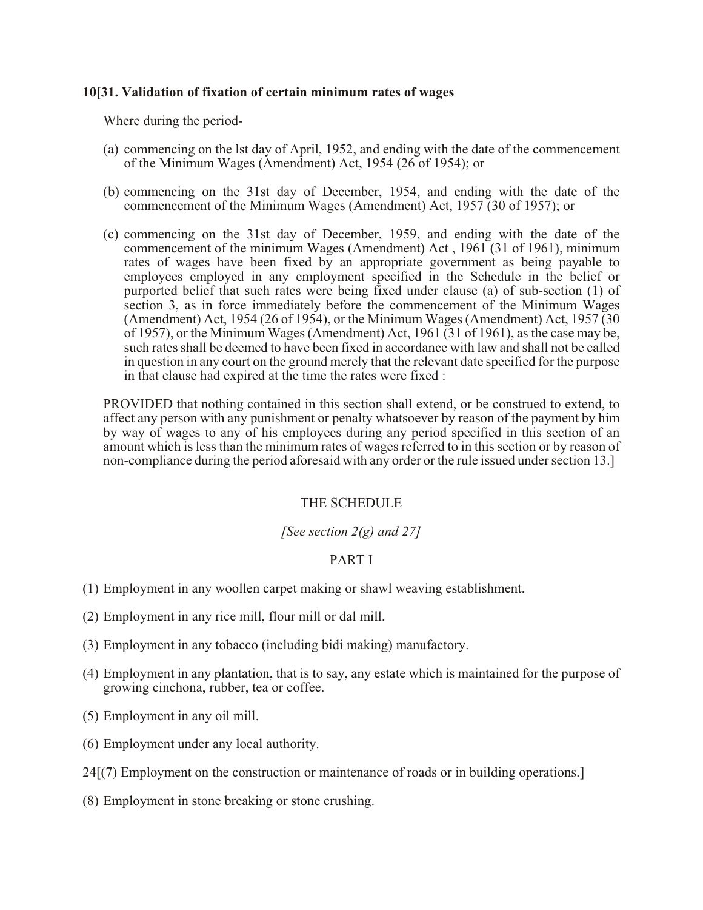**10[31. Validation of fixation of certain minimum rates of wages**

Where during the period-

(a) commencing on the lst day of April, 1952, and ending with the date of the commencement of the Minimum Wages (Amendment) Act, 1954 (26 of 1954); or

(b) commencing on the 31st day of December, 1954, and ending with the date of the commencement of the Minimum Wages (Amendment) Act, 1957 (30 of 1957); or

(c) commencing on the 31st day of December, 1959, and ending with the date of the commencement of the minimum Wages (Amendment) Act , 1961 (31 of 1961), minimum rates of wages have been fixed by an appropriate government as being payable to employees employed in any employment specified in the Schedule in the belief or purported belief that such rates were being fixed under clause (a) of sub-section (1) of section 3, as in force immediately before the commencement of the Minimum Wages (Amendment) Act, 1954 (26 of 1954), or the Minimum Wages (Amendment) Act, 1957 (30 of 1957), or the Minimum Wages (Amendment) Act, 1961 (31 of 1961), as the case may be, such rates shall be deemed to have been fixed in accordance with law and shall not be called in question in any court on the ground merely that the relevant date specified for the purpose in that clause had expired at the time the rates were fixed :

PROVIDED that nothing contained in this section shall extend, or be construed to extend, to affect any person with any punishment or penalty whatsoever by reason of the payment by him by way of wages to any of his employees during any period specified in this section of an amount which is less than the minimum rates of wages referred to in this section or by reason of non-compliance during the period aforesaid with any order or the rule issued under section 13.]

THE SCHEDULE

*[See section 2(g) and 27]*

PART I

(1) Employment in any woollen carpet making or shawl weaving establishment.

(2) Employment in any rice mill, flour mill or dal mill.

(3) Employment in any tobacco (including bidi making) manufactory.

(4) Employment in any plantation, that is to say, any estate which is maintained for the purpose of growing cinchona, rubber, tea or coffee.

(5) Employment in any oil mill.

(6) Employment under any local authority.

24[(7) Employment on the construction or maintenance of roads or in building operations.]

(8) Employment in stone breaking or stone crushing.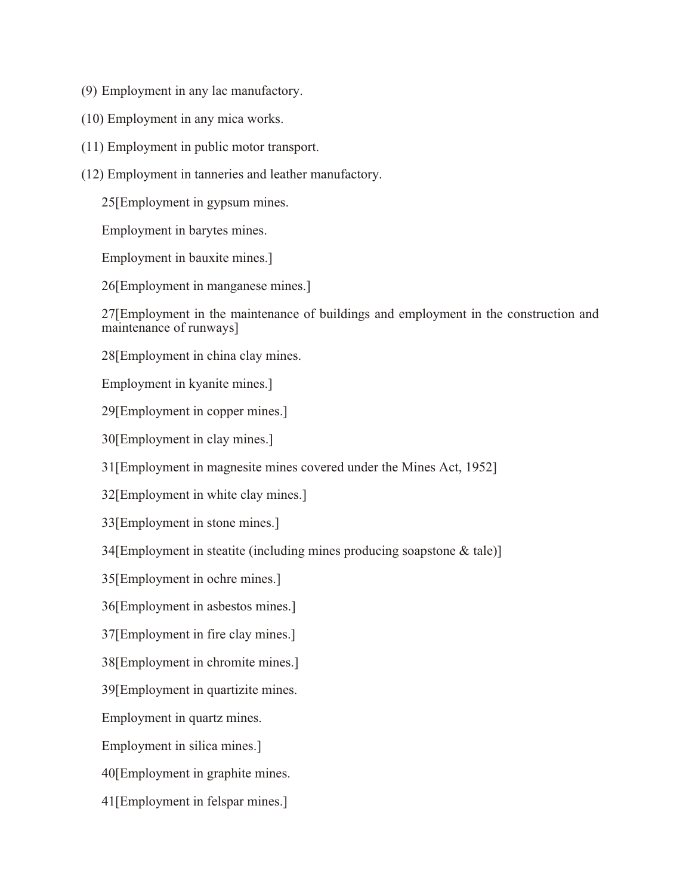(9) Employment in any lac manufactory.

(10) Employment in any mica works.

(11) Employment in public motor transport.

(12) Employment in tanneries and leather manufactory.

25[Employment in gypsum mines.

Employment in barytes mines.

Employment in bauxite mines.]

26[Employment in manganese mines.]

27[Employment in the maintenance of buildings and employment in the construction and maintenance of runways]

28[Employment in china clay mines.

Employment in kyanite mines.]

29[Employment in copper mines.]

30[Employment in clay mines.]

31[Employment in magnesite mines covered under the Mines Act, 1952]

32[Employment in white clay mines.]

33[Employment in stone mines.]

34[Employment in steatite (including mines producing soapstone & talc)]

35[Employment in ochre mines.]

36[Employment in asbestos mines.]

37[Employment in fire clay mines.]

38[Employment in chromite mines.]

39[Employment in quartizite mines.

Employment in quartz mines.

Employment in silica mines.]

40[Employment in graphite mines.

41[Employment in felspar mines.]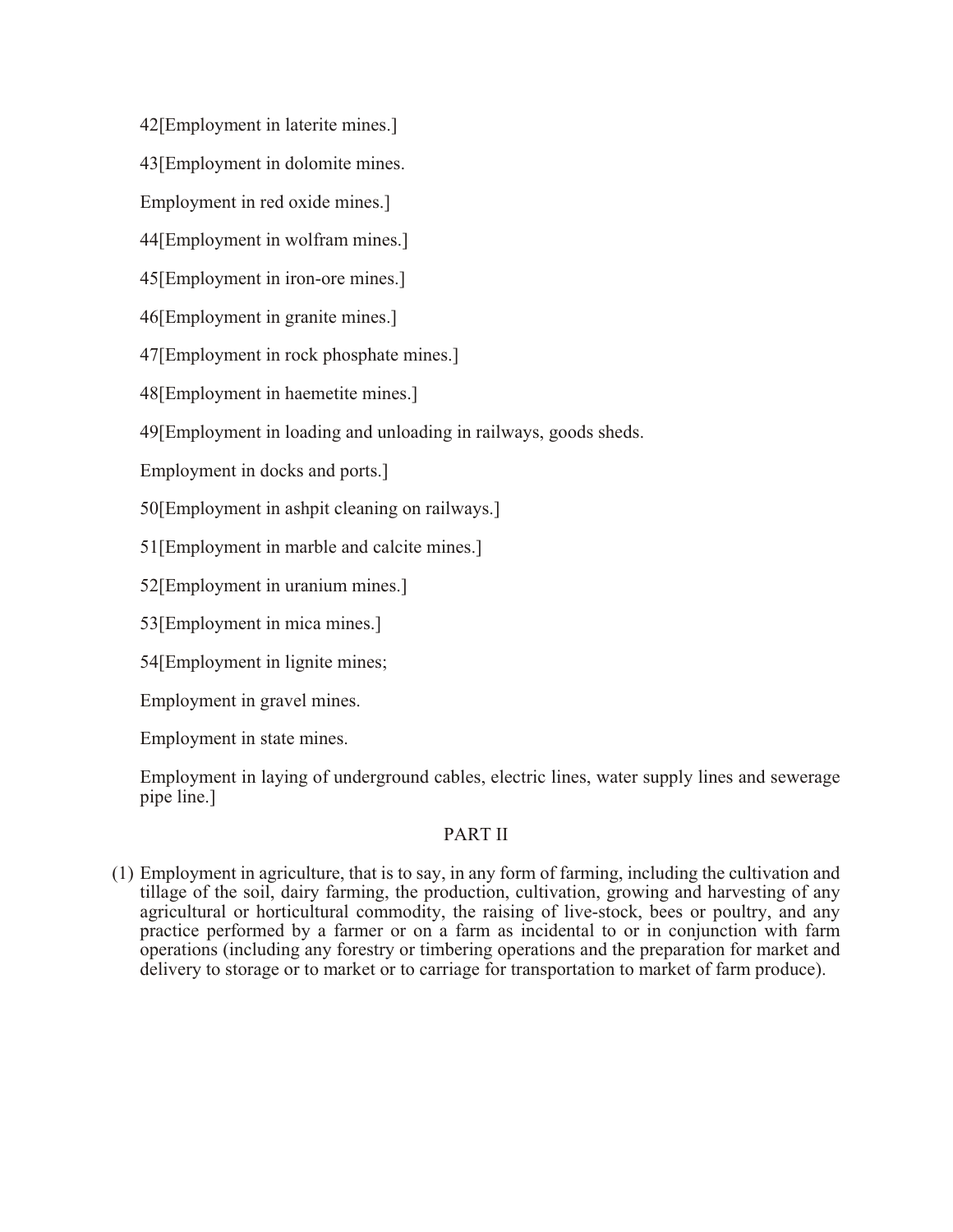42[Employment in laterite mines.]

43[Employment in dolomite mines.

Employment in red oxide mines.]

44[Employment in wolfram mines.]

45[Employment in iron-ore mines.]

46[Employment in granite mines.]

47[Employment in rock phosphate mines.]

48[Employment in haemetite mines.]

49[Employment in loading and unloading in railways, goods sheds.

Employment in docks and ports.]

50[Employment in ashpit cleaning on railways.]

51[Employment in marble and calcite mines.]

52[Employment in uranium mines.]

53[Employment in mica mines.]

54[Employment in lignite mines;

Employment in gravel mines.

Employment in state mines.

Employment in laying of underground cables, electric lines, water supply lines and sewerage pipe line.]

## PART II

(1) Employment in agriculture, that is to say, in any form of farming, including the cultivation and tillage of the soil, dairy farming, the production, cultivation, growing and harvesting of any agricultural or horticultural commodity, the raising of live-stock, bees or poultry, and any practice performed by a farmer or on a farm as incidental to or in conjunction with farm operations (including any forestry or timbering operations and the preparation for market and delivery to storage or to market or to carriage for transportation to market of farm produce).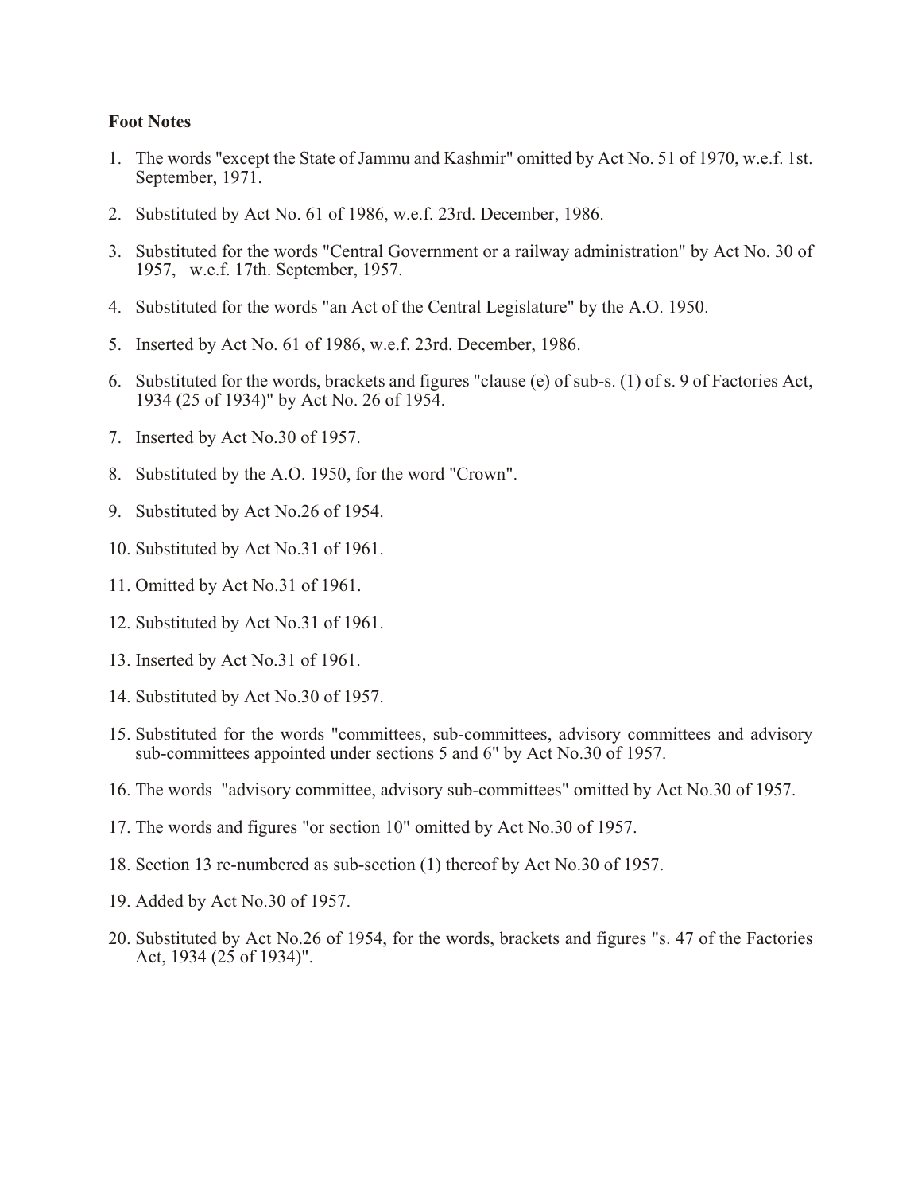**Foot Notes**

1. The words "except the State of Jammu and Kashmir" omitted by Act No. 51 of 1970, w.e.f. 1st. September, 1971.

2. Substituted by Act No. 61 of 1986, w.e.f. 23rd. December, 1986.

3. Substituted for the words "Central Government or a railway administration" by Act No. 30 of 1957, w.e.f. 17th. September, 1957.

4. Substituted for the words "an Act of the Central Legislature" by the A.O. 1950.

5. Inserted by Act No. 61 of 1986, w.e.f. 23rd. December, 1986.

6. Substituted for the words, brackets and figures "clause (e) of sub-s. (1) of s. 9 of Factories Act, 1934 (25 of 1934)" by Act No. 26 of 1954.

7. Inserted by Act No.30 of 1957.

8. Substituted by the A.O. 1950, for the word "Crown".

9. Substituted by Act No.26 of 1954.

10. Substituted by Act No.31 of 1961.

11. Omitted by Act No.31 of 1961.

12. Substituted by Act No.31 of 1961.

13. Inserted by Act No.31 of 1961.

14. Substituted by Act No.30 of 1957.

15. Substituted for the words "committees, sub-committees, advisory committees and advisory sub-committees appointed under sections 5 and 6" by Act No.30 of 1957.

16. The words "advisory committee, advisory sub-committees" omitted by Act No.30 of 1957.

17. The words and figures "or section 10" omitted by Act No.30 of 1957.

18. Section 13 re-numbered as sub-section (1) thereof by Act No.30 of 1957.

19. Added by Act No.30 of 1957.

20. Substituted by Act No.26 of 1954, for the words, brackets and figures "s. 47 of the Factories Act, 1934 (25 of 1934)".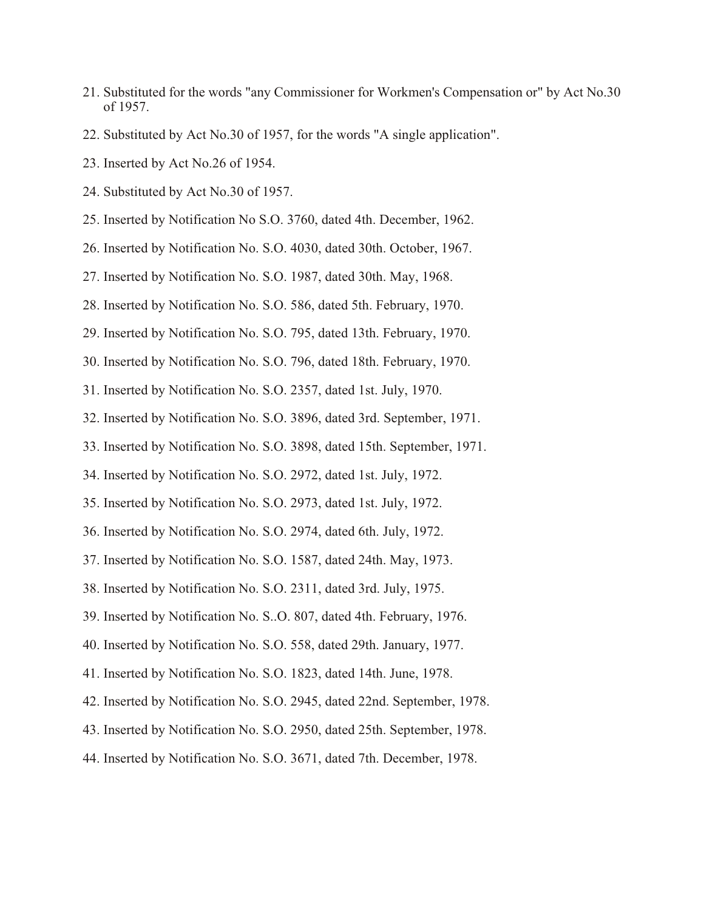21. Substituted for the words "any Commissioner for Workmen's Compensation or" by Act No.30 of 1957.
22. Substituted by Act No.30 of 1957, for the words "A single application".
23. Inserted by Act No.26 of 1954.
24. Substituted by Act No.30 of 1957.
25. Inserted by Notification No S.O. 3760, dated 4th. December, 1962.
26. Inserted by Notification No. S.O. 4030, dated 30th. October, 1967.
27. Inserted by Notification No. S.O. 1987, dated 30th. May, 1968.
28. Inserted by Notification No. S.O. 586, dated 5th. February, 1970.
29. Inserted by Notification No. S.O. 795, dated 13th. February, 1970.
30. Inserted by Notification No. S.O. 796, dated 18th. February, 1970.
31. Inserted by Notification No. S.O. 2357, dated 1st. July, 1970.
32. Inserted by Notification No. S.O. 3896, dated 3rd. September, 1971.
33. Inserted by Notification No. S.O. 3898, dated 15th. September, 1971.
34. Inserted by Notification No. S.O. 2972, dated 1st. July, 1972.
35. Inserted by Notification No. S.O. 2973, dated 1st. July, 1972.
36. Inserted by Notification No. S.O. 2974, dated 6th. July, 1972.
37. Inserted by Notification No. S.O. 1587, dated 24th. May, 1973.
38. Inserted by Notification No. S.O. 2311, dated 3rd. July, 1975.
39. Inserted by Notification No. S..O. 807, dated 4th. February, 1976.
40. Inserted by Notification No. S.O. 558, dated 29th. January, 1977.
41. Inserted by Notification No. S.O. 1823, dated 14th. June, 1978.
42. Inserted by Notification No. S.O. 2945, dated 22nd. September, 1978.
43. Inserted by Notification No. S.O. 2950, dated 25th. September, 1978.
44. Inserted by Notification No. S.O. 3671, dated 7th. December, 1978.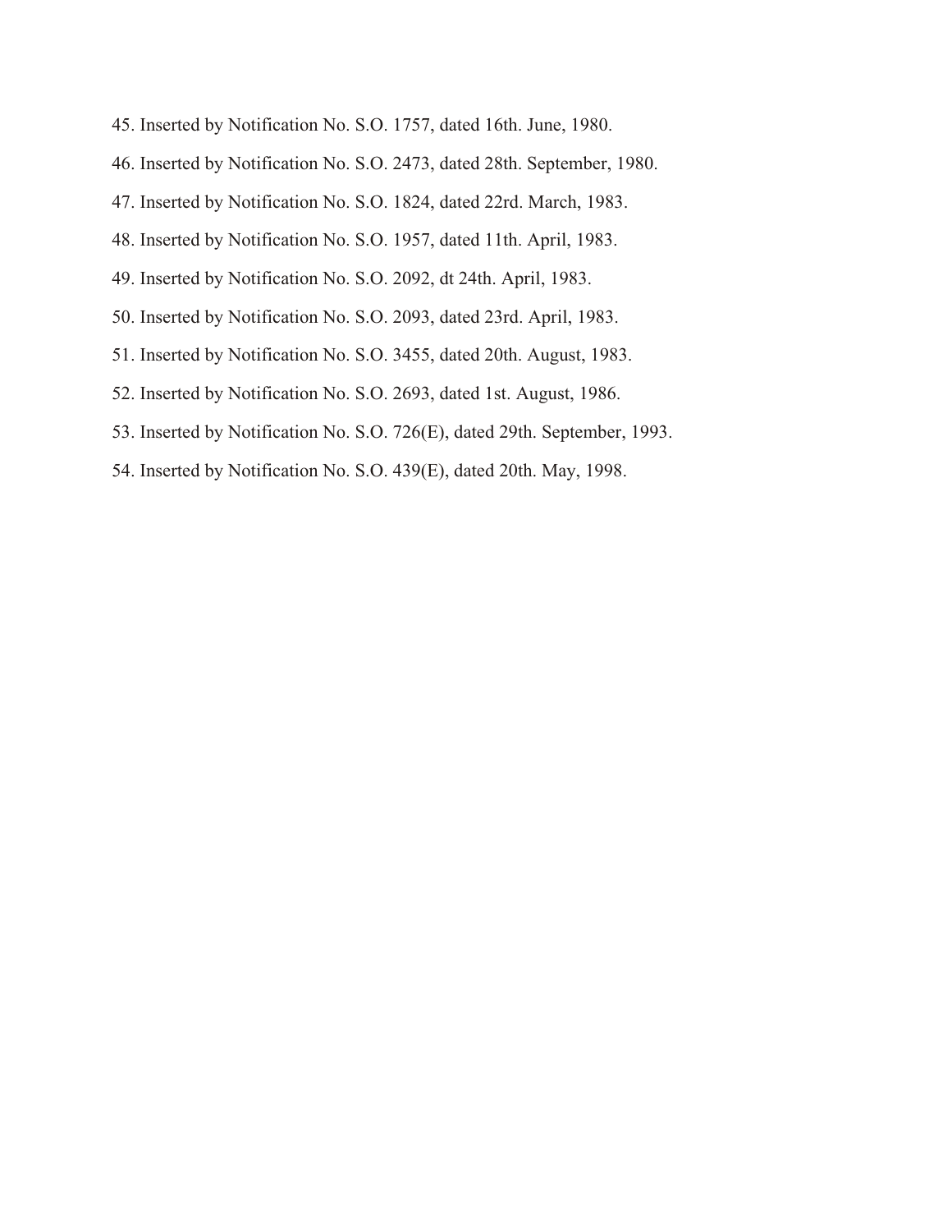45. Inserted by Notification No. S.O. 1757, dated 16th. June, 1980.

46. Inserted by Notification No. S.O. 2473, dated 28th. September, 1980.

47. Inserted by Notification No. S.O. 1824, dated 22rd. March, 1983.

48. Inserted by Notification No. S.O. 1957, dated 11th. April, 1983.

49. Inserted by Notification No. S.O. 2092, dt 24th. April, 1983.

50. Inserted by Notification No. S.O. 2093, dated 23rd. April, 1983.

51. Inserted by Notification No. S.O. 3455, dated 20th. August, 1983.

52. Inserted by Notification No. S.O. 2693, dated 1st. August, 1986.

53. Inserted by Notification No. S.O. 726(E), dated 29th. September, 1993.

54. Inserted by Notification No. S.O. 439(E), dated 20th. May, 1998.